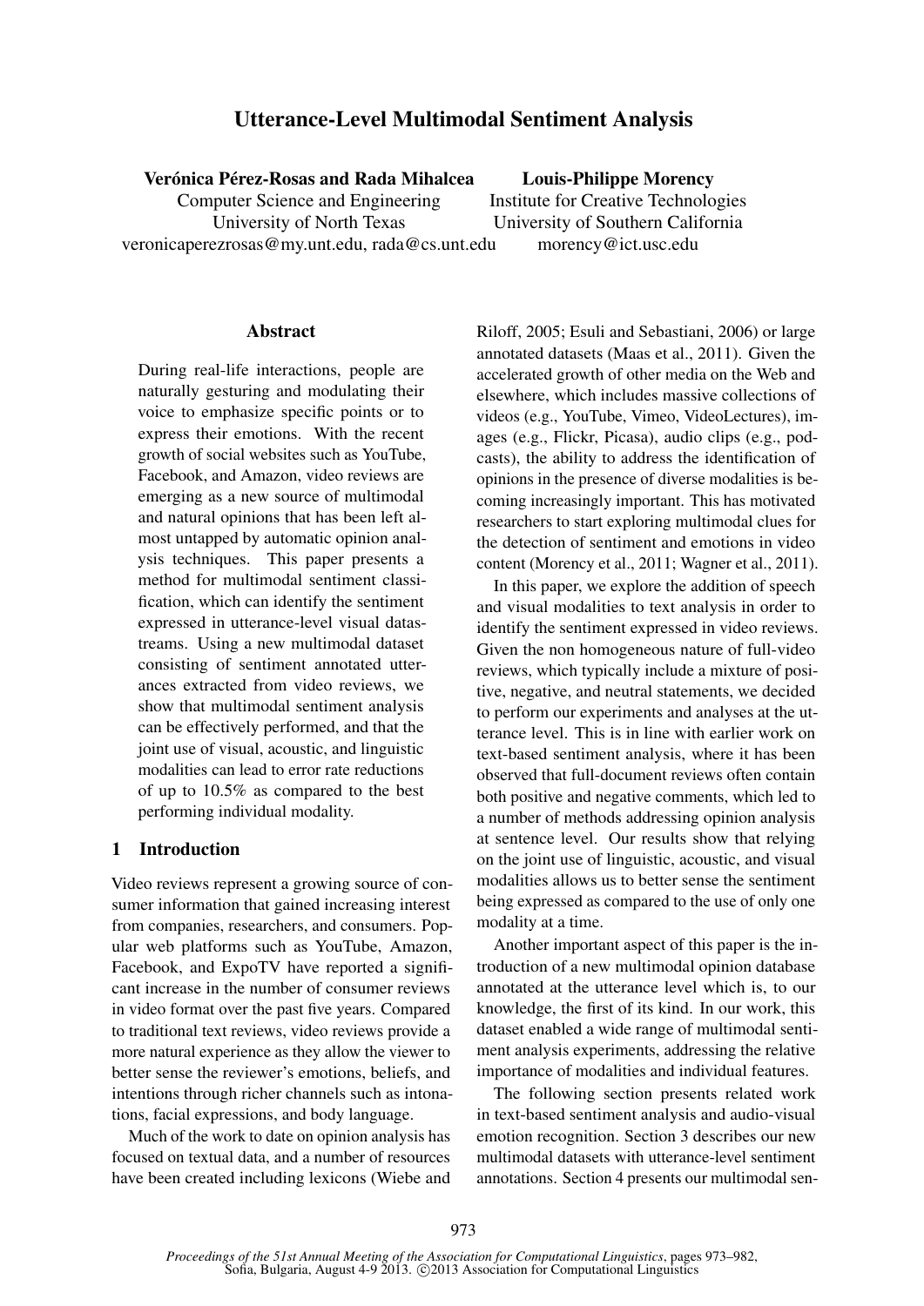# Utterance-Level Multimodal Sentiment Analysis

**Verónica Pérez-Rosas and Rada Mihalcea**
Computer Science and Engineering
University of North Texas
veronicaperezrosas@my.unt.edu, rada@cs.unt.edu

**Louis-Philippe Morency**
Institute for Creative Technologies
University of Southern California
morency@ict.usc.edu

## Abstract

During real-life interactions, people are naturally gesturing and modulating their voice to emphasize specific points or to express their emotions. With the recent growth of social websites such as YouTube, Facebook, and Amazon, video reviews are emerging as a new source of multimodal and natural opinions that has been left almost untapped by automatic opinion analysis techniques. This paper presents a method for multimodal sentiment classification, which can identify the sentiment expressed in utterance-level visual datastreams. Using a new multimodal dataset consisting of sentiment annotated utterances extracted from video reviews, we show that multimodal sentiment analysis can be effectively performed, and that the joint use of visual, acoustic, and linguistic modalities can lead to error rate reductions of up to 10.5% as compared to the best performing individual modality.

## 1 Introduction

Video reviews represent a growing source of consumer information that gained increasing interest from companies, researchers, and consumers. Popular web platforms such as YouTube, Amazon, Facebook, and ExpoTV have reported a significant increase in the number of consumer reviews in video format over the past five years. Compared to traditional text reviews, video reviews provide a more natural experience as they allow the viewer to better sense the reviewer's emotions, beliefs, and intentions through richer channels such as intonations, facial expressions, and body language.

Much of the work to date on opinion analysis has focused on textual data, and a number of resources have been created including lexicons (Wiebe and Riloff, 2005; Esuli and Sebastiani, 2006) or large annotated datasets (Maas et al., 2011). Given the accelerated growth of other media on the Web and elsewhere, which includes massive collections of videos (e.g., YouTube, Vimeo, VideoLectures), images (e.g., Flickr, Picasa), audio clips (e.g., podcasts), the ability to address the identification of opinions in the presence of diverse modalities is becoming increasingly important. This has motivated researchers to start exploring multimodal clues for the detection of sentiment and emotions in video content (Morency et al., 2011; Wagner et al., 2011).

In this paper, we explore the addition of speech and visual modalities to text analysis in order to identify the sentiment expressed in video reviews. Given the non homogeneous nature of full-video reviews, which typically include a mixture of positive, negative, and neutral statements, we decided to perform our experiments and analyses at the utterance level. This is in line with earlier work on text-based sentiment analysis, where it has been observed that full-document reviews often contain both positive and negative comments, which led to a number of methods addressing opinion analysis at sentence level. Our results show that relying on the joint use of linguistic, acoustic, and visual modalities allows us to better sense the sentiment being expressed as compared to the use of only one modality at a time.

Another important aspect of this paper is the introduction of a new multimodal opinion database annotated at the utterance level which is, to our knowledge, the first of its kind. In our work, this dataset enabled a wide range of multimodal sentiment analysis experiments, addressing the relative importance of modalities and individual features.

The following section presents related work in text-based sentiment analysis and audio-visual emotion recognition. Section 3 describes our new multimodal datasets with utterance-level sentiment annotations. Section 4 presents our multimodal sen-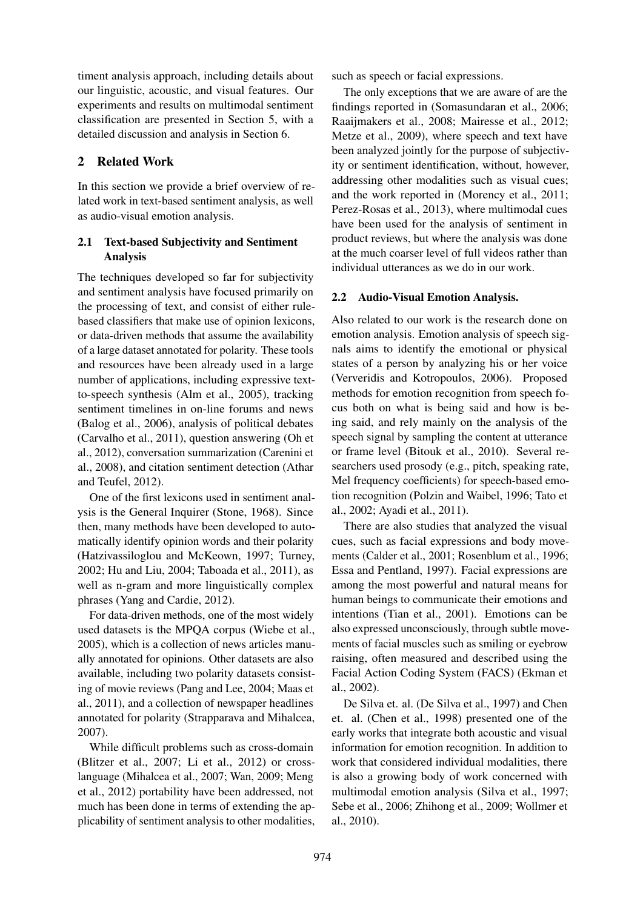timent analysis approach, including details about our linguistic, acoustic, and visual features. Our experiments and results on multimodal sentiment classification are presented in Section 5, with a detailed discussion and analysis in Section 6.

## 2 Related Work

In this section we provide a brief overview of related work in text-based sentiment analysis, as well as audio-visual emotion analysis.

### 2.1 Text-based Subjectivity and Sentiment Analysis

The techniques developed so far for subjectivity and sentiment analysis have focused primarily on the processing of text, and consist of either rule-based classifiers that make use of opinion lexicons, or data-driven methods that assume the availability of a large dataset annotated for polarity. These tools and resources have been already used in a large number of applications, including expressive text-to-speech synthesis (Alm et al., 2005), tracking sentiment timelines in on-line forums and news (Balog et al., 2006), analysis of political debates (Carvalho et al., 2011), question answering (Oh et al., 2012), conversation summarization (Carenini et al., 2008), and citation sentiment detection (Athar and Teufel, 2012).

One of the first lexicons used in sentiment analysis is the General Inquirer (Stone, 1968). Since then, many methods have been developed to automatically identify opinion words and their polarity (Hatzivassiloglou and McKeown, 1997; Turney, 2002; Hu and Liu, 2004; Taboada et al., 2011), as well as n-gram and more linguistically complex phrases (Yang and Cardie, 2012).

For data-driven methods, one of the most widely used datasets is the MPQA corpus (Wiebe et al., 2005), which is a collection of news articles manually annotated for opinions. Other datasets are also available, including two polarity datasets consisting of movie reviews (Pang and Lee, 2004; Maas et al., 2011), and a collection of newspaper headlines annotated for polarity (Strapparava and Mihalcea, 2007).

While difficult problems such as cross-domain (Blitzer et al., 2007; Li et al., 2012) or cross-language (Mihalcea et al., 2007; Wan, 2009; Meng et al., 2012) portability have been addressed, not much has been done in terms of extending the applicability of sentiment analysis to other modalities, such as speech or facial expressions.

The only exceptions that we are aware of are the findings reported in (Somasundaran et al., 2006; Raaijmakers et al., 2008; Mairesse et al., 2012; Metze et al., 2009), where speech and text have been analyzed jointly for the purpose of subjectivity or sentiment identification, without, however, addressing other modalities such as visual cues; and the work reported in (Morency et al., 2011; Perez-Rosas et al., 2013), where multimodal cues have been used for the analysis of sentiment in product reviews, but where the analysis was done at the much coarser level of full videos rather than individual utterances as we do in our work.

### 2.2 Audio-Visual Emotion Analysis.

Also related to our work is the research done on emotion analysis. Emotion analysis of speech signals aims to identify the emotional or physical states of a person by analyzing his or her voice (Ververidis and Kotropoulos, 2006). Proposed methods for emotion recognition from speech focus both on what is being said and how is being said, and rely mainly on the analysis of the speech signal by sampling the content at utterance or frame level (Bitouk et al., 2010). Several researchers used prosody (e.g., pitch, speaking rate, Mel frequency coefficients) for speech-based emotion recognition (Polzin and Waibel, 1996; Tato et al., 2002; Ayadi et al., 2011).

There are also studies that analyzed the visual cues, such as facial expressions and body movements (Calder et al., 2001; Rosenblum et al., 1996; Essa and Pentland, 1997). Facial expressions are among the most powerful and natural means for human beings to communicate their emotions and intentions (Tian et al., 2001). Emotions can be also expressed unconsciously, through subtle movements of facial muscles such as smiling or eyebrow raising, often measured and described using the Facial Action Coding System (FACS) (Ekman et al., 2002).

De Silva et. al. (De Silva et al., 1997) and Chen et. al. (Chen et al., 1998) presented one of the early works that integrate both acoustic and visual information for emotion recognition. In addition to work that considered individual modalities, there is also a growing body of work concerned with multimodal emotion analysis (Silva et al., 1997; Sebe et al., 2006; Zhihong et al., 2009; Wollmer et al., 2010).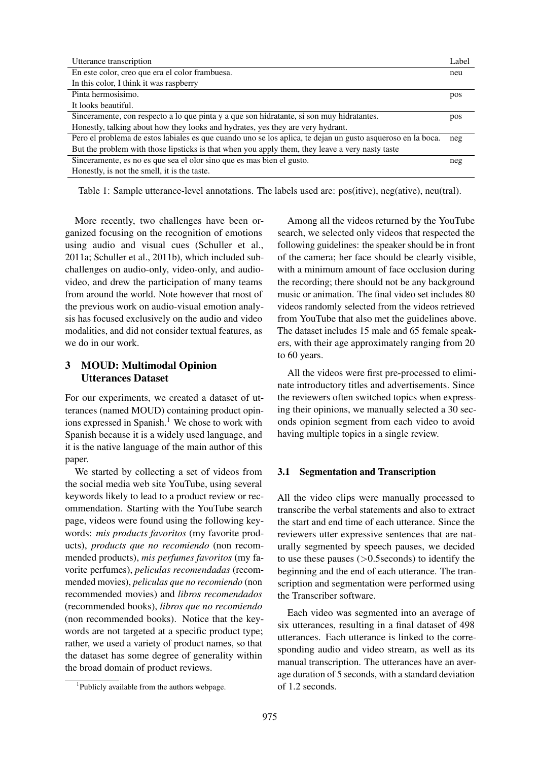| Utterance transcription | Label |
|---|---|
| En este color, creo que era el color frambuesa.<br>In this color, I think it was raspberry | neu |
| Pinta hermosisimo.<br>It looks beautiful. | pos |
| Sinceramente, con respecto a lo que pinta y a que son hidratante, si son muy hidratantes.<br>Honestly, talking about how they looks and hydrates, yes they are very hydrant. | pos |
| Pero el problema de estos labiales es que cuando uno se los aplica, te dejan un gusto asqueroso en la boca.<br>But the problem with those lipsticks is that when you apply them, they leave a very nasty taste | neg |
| Sinceramente, es no es que sea el olor sino que es mas bien el gusto.<br>Honestly, is not the smell, it is the taste. | neg |

Table 1: Sample utterance-level annotations. The labels used are: pos(itive), neg(ative), neu(tral).

More recently, two challenges have been organized focusing on the recognition of emotions using audio and visual cues (Schuller et al., 2011a; Schuller et al., 2011b), which included subchallenges on audio-only, video-only, and audio-video, and drew the participation of many teams from around the world. Note however that most of the previous work on audio-visual emotion analysis has focused exclusively on the audio and video modalities, and did not consider textual features, as we do in our work.

## 3 MOUD: Multimodal Opinion Utterances Dataset

For our experiments, we created a dataset of utterances (named MOUD) containing product opinions expressed in Spanish.[1] We chose to work with Spanish because it is a widely used language, and it is the native language of the main author of this paper.

We started by collecting a set of videos from the social media web site YouTube, using several keywords likely to lead to a product review or recommendation. Starting with the YouTube search page, videos were found using the following keywords: *mis products favoritos* (my favorite products), *products que no recomiendo* (non recommended products), *mis perfumes favoritos* (my favorite perfumes), *peliculas recomendadas* (recommended movies), *peliculas que no recomiendo* (non recommended movies) and *libros recomendados* (recommended books), *libros que no recomiendo* (non recommended books). Notice that the keywords are not targeted at a specific product type; rather, we used a variety of product names, so that the dataset has some degree of generality within the broad domain of product reviews.

[1] Publicly available from the authors webpage.

Among all the videos returned by the YouTube search, we selected only videos that respected the following guidelines: the speaker should be in front of the camera; her face should be clearly visible, with a minimum amount of face occlusion during the recording; there should not be any background music or animation. The final video set includes 80 videos randomly selected from the videos retrieved from YouTube that also met the guidelines above. The dataset includes 15 male and 65 female speakers, with their age approximately ranging from 20 to 60 years.

All the videos were first pre-processed to eliminate introductory titles and advertisements. Since the reviewers often switched topics when expressing their opinions, we manually selected a 30 seconds opinion segment from each video to avoid having multiple topics in a single review.

### 3.1 Segmentation and Transcription

All the video clips were manually processed to transcribe the verbal statements and also to extract the start and end time of each utterance. Since the reviewers utter expressive sentences that are naturally segmented by speech pauses, we decided to use these pauses (>0.5seconds) to identify the beginning and the end of each utterance. The transcription and segmentation were performed using the Transcriber software.

Each video was segmented into an average of six utterances, resulting in a final dataset of 498 utterances. Each utterance is linked to the corresponding audio and video stream, as well as its manual transcription. The utterances have an average duration of 5 seconds, with a standard deviation of 1.2 seconds.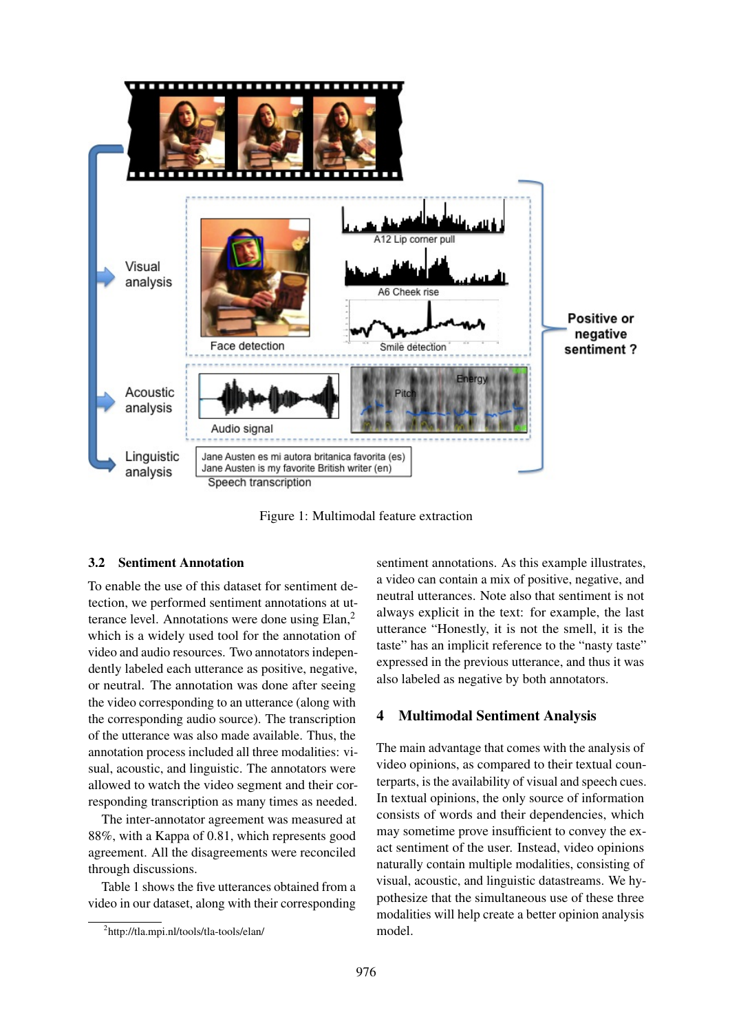Figure 1: Multimodal feature extraction

### 3.2 Sentiment Annotation

To enable the use of this dataset for sentiment detection, we performed sentiment annotations at utterance level. Annotations were done using Elan,[2] which is a widely used tool for the annotation of video and audio resources. Two annotators independently labeled each utterance as positive, negative, or neutral. The annotation was done after seeing the video corresponding to an utterance (along with the corresponding audio source). The transcription of the utterance was also made available. Thus, the annotation process included all three modalities: visual, acoustic, and linguistic. The annotators were allowed to watch the video segment and their corresponding transcription as many times as needed.

The inter-annotator agreement was measured at 88%, with a Kappa of 0.81, which represents good agreement. All the disagreements were reconciled through discussions.

Table 1 shows the five utterances obtained from a video in our dataset, along with their corresponding sentiment annotations. As this example illustrates, a video can contain a mix of positive, negative, and neutral utterances. Note also that sentiment is not always explicit in the text: for example, the last utterance "Honestly, it is not the smell, it is the taste" has an implicit reference to the "nasty taste" expressed in the previous utterance, and thus it was also labeled as negative by both annotators.

[2] http://tla.mpi.nl/tools/tla-tools/elan/

## 4 Multimodal Sentiment Analysis

The main advantage that comes with the analysis of video opinions, as compared to their textual counterparts, is the availability of visual and speech cues. In textual opinions, the only source of information consists of words and their dependencies, which may sometime prove insufficient to convey the exact sentiment of the user. Instead, video opinions naturally contain multiple modalities, consisting of visual, acoustic, and linguistic datastreams. We hypothesize that the simultaneous use of these three modalities will help create a better opinion analysis model.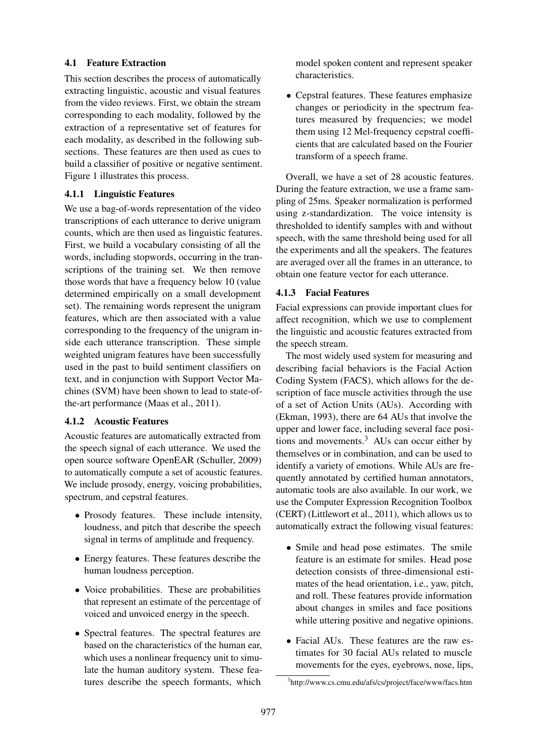### 4.1 Feature Extraction

This section describes the process of automatically extracting linguistic, acoustic and visual features from the video reviews. First, we obtain the stream corresponding to each modality, followed by the extraction of a representative set of features for each modality, as described in the following subsections. These features are then used as cues to build a classifier of positive or negative sentiment. Figure 1 illustrates this process.

#### 4.1.1 Linguistic Features

We use a bag-of-words representation of the video transcriptions of each utterance to derive unigram counts, which are then used as linguistic features. First, we build a vocabulary consisting of all the words, including stopwords, occurring in the transcriptions of the training set. We then remove those words that have a frequency below 10 (value determined empirically on a small development set). The remaining words represent the unigram features, which are then associated with a value corresponding to the frequency of the unigram inside each utterance transcription. These simple weighted unigram features have been successfully used in the past to build sentiment classifiers on text, and in conjunction with Support Vector Machines (SVM) have been shown to lead to state-of-the-art performance (Maas et al., 2011).

#### 4.1.2 Acoustic Features

Acoustic features are automatically extracted from the speech signal of each utterance. We used the open source software OpenEAR (Schuller, 2009) to automatically compute a set of acoustic features. We include prosody, energy, voicing probabilities, spectrum, and cepstral features.

- Prosody features. These include intensity, loudness, and pitch that describe the speech signal in terms of amplitude and frequency.
- Energy features. These features describe the human loudness perception.
- Voice probabilities. These are probabilities that represent an estimate of the percentage of voiced and unvoiced energy in the speech.
- Spectral features. The spectral features are based on the characteristics of the human ear, which uses a nonlinear frequency unit to simulate the human auditory system. These features describe the speech formants, which model spoken content and represent speaker characteristics.
- Cepstral features. These features emphasize changes or periodicity in the spectrum features measured by frequencies; we model them using 12 Mel-frequency cepstral coefficients that are calculated based on the Fourier transform of a speech frame.

Overall, we have a set of 28 acoustic features. During the feature extraction, we use a frame sampling of 25ms. Speaker normalization is performed using z-standardization. The voice intensity is thresholded to identify samples with and without speech, with the same threshold being used for all the experiments and all the speakers. The features are averaged over all the frames in an utterance, to obtain one feature vector for each utterance.

#### 4.1.3 Facial Features

Facial expressions can provide important clues for affect recognition, which we use to complement the linguistic and acoustic features extracted from the speech stream.

The most widely used system for measuring and describing facial behaviors is the Facial Action Coding System (FACS), which allows for the description of face muscle activities through the use of a set of Action Units (AUs). According with (Ekman, 1993), there are 64 AUs that involve the upper and lower face, including several face positions and movements.[3] AUs can occur either by themselves or in combination, and can be used to identify a variety of emotions. While AUs are frequently annotated by certified human annotators, automatic tools are also available. In our work, we use the Computer Expression Recognition Toolbox (CERT) (Littlewort et al., 2011), which allows us to automatically extract the following visual features:

- Smile and head pose estimates. The smile feature is an estimate for smiles. Head pose detection consists of three-dimensional estimates of the head orientation, i.e., yaw, pitch, and roll. These features provide information about changes in smiles and face positions while uttering positive and negative opinions.
- Facial AUs. These features are the raw estimates for 30 facial AUs related to muscle movements for the eyes, eyebrows, nose, lips,

[3] http://www.cs.cmu.edu/afs/cs/project/face/www/facs.htm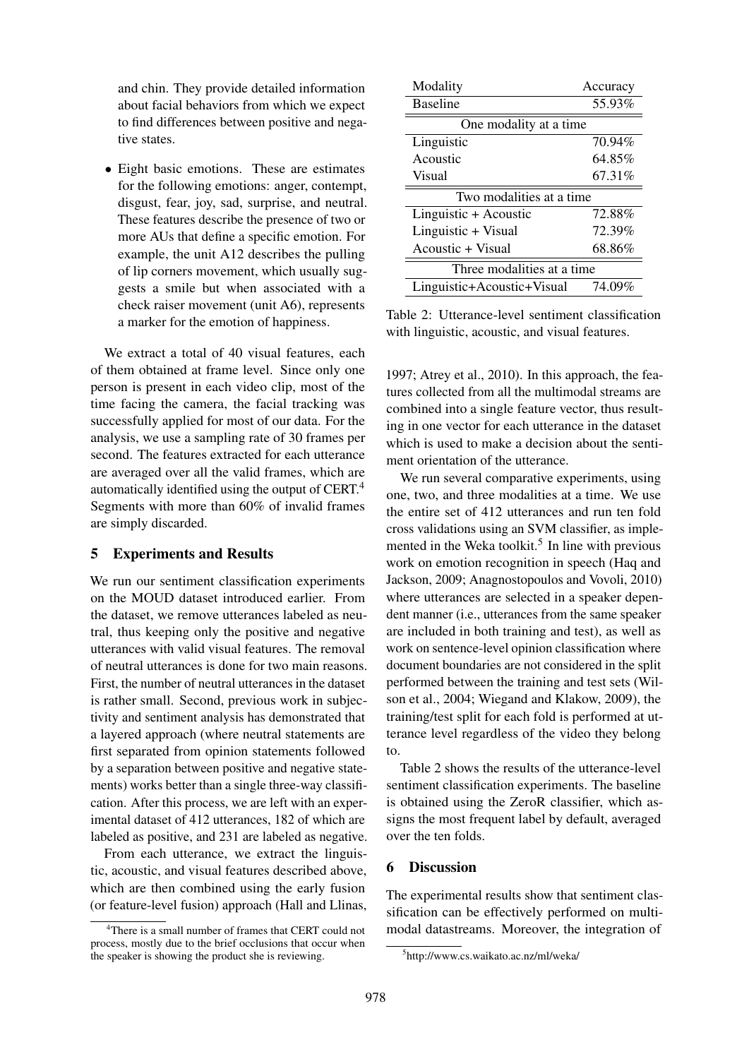and chin. They provide detailed information about facial behaviors from which we expect to find differences between positive and negative states.

- Eight basic emotions. These are estimates for the following emotions: anger, contempt, disgust, fear, joy, sad, surprise, and neutral. These features describe the presence of two or more AUs that define a specific emotion. For example, the unit A12 describes the pulling of lip corners movement, which usually suggests a smile but when associated with a check raiser movement (unit A6), represents a marker for the emotion of happiness.

We extract a total of 40 visual features, each of them obtained at frame level. Since only one person is present in each video clip, most of the time facing the camera, the facial tracking was successfully applied for most of our data. For the analysis, we use a sampling rate of 30 frames per second. The features extracted for each utterance are averaged over all the valid frames, which are automatically identified using the output of CERT.[4] Segments with more than 60% of invalid frames are simply discarded.

## 5 Experiments and Results

We run our sentiment classification experiments on the MOUD dataset introduced earlier. From the dataset, we remove utterances labeled as neutral, thus keeping only the positive and negative utterances with valid visual features. The removal of neutral utterances is done for two main reasons. First, the number of neutral utterances in the dataset is rather small. Second, previous work in subjectivity and sentiment analysis has demonstrated that a layered approach (where neutral statements are first separated from opinion statements followed by a separation between positive and negative statements) works better than a single three-way classification. After this process, we are left with an experimental dataset of 412 utterances, 182 of which are labeled as positive, and 231 are labeled as negative.

From each utterance, we extract the linguistic, acoustic, and visual features described above, which are then combined using the early fusion (or feature-level fusion) approach (Hall and Llinas, 1997; Atrey et al., 2010). In this approach, the features collected from all the multimodal streams are combined into a single feature vector, thus resulting in one vector for each utterance in the dataset which is used to make a decision about the sentiment orientation of the utterance.

We run several comparative experiments, using one, two, and three modalities at a time. We use the entire set of 412 utterances and run ten fold cross validations using an SVM classifier, as implemented in the Weka toolkit.[5] In line with previous work on emotion recognition in speech (Haq and Jackson, 2009; Anagnostopoulos and Vovoli, 2010) where utterances are selected in a speaker dependent manner (i.e., utterances from the same speaker are included in both training and test), as well as work on sentence-level opinion classification where document boundaries are not considered in the split performed between the training and test sets (Wilson et al., 2004; Wiegand and Klakow, 2009), the training/test split for each fold is performed at utterance level regardless of the video they belong to.

| Modality | Accuracy |
|---|---|
| Baseline | 55.93% |
| One modality at a time | |
| Linguistic | 70.94% |
| Acoustic | 64.85% |
| Visual | 67.31% |
| Two modalities at a time | |
| Linguistic + Acoustic | 72.88% |
| Linguistic + Visual | 72.39% |
| Acoustic + Visual | 68.86% |
| Three modalities at a time | |
| Linguistic+Acoustic+Visual | 74.09% |

Table 2: Utterance-level sentiment classification with linguistic, acoustic, and visual features.

Table 2 shows the results of the utterance-level sentiment classification experiments. The baseline is obtained using the ZeroR classifier, which assigns the most frequent label by default, averaged over the ten folds.

## 6 Discussion

The experimental results show that sentiment classification can be effectively performed on multimodal datastreams. Moreover, the integration of

[4]There is a small number of frames that CERT could not process, mostly due to the brief occlusions that occur when the speaker is showing the product she is reviewing.

[5]http://www.cs.waikato.ac.nz/ml/weka/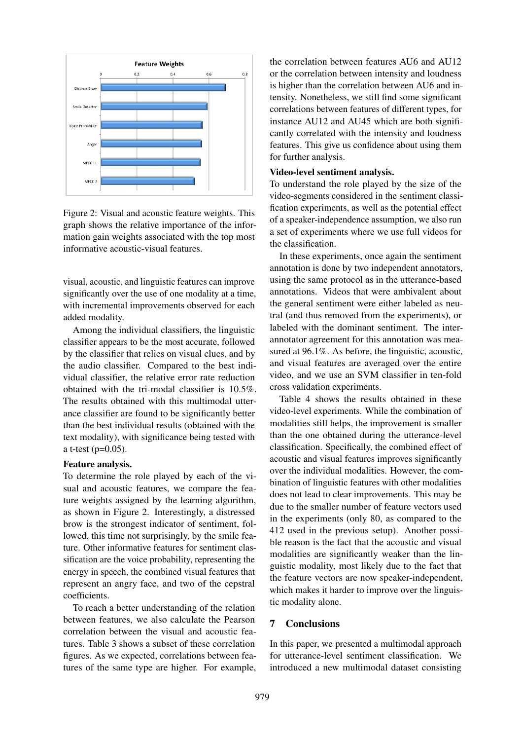Figure 2: Visual and acoustic feature weights. This graph shows the relative importance of the information gain weights associated with the top most informative acoustic-visual features.

visual, acoustic, and linguistic features can improve significantly over the use of one modality at a time, with incremental improvements observed for each added modality.

Among the individual classifiers, the linguistic classifier appears to be the most accurate, followed by the classifier that relies on visual clues, and by the audio classifier. Compared to the best individual classifier, the relative error rate reduction obtained with the tri-modal classifier is 10.5%. The results obtained with this multimodal utterance classifier are found to be significantly better than the best individual results (obtained with the text modality), with significance being tested with a t-test (p=0.05).

**Feature analysis.**
To determine the role played by each of the visual and acoustic features, we compare the feature weights assigned by the learning algorithm, as shown in Figure 2. Interestingly, a distressed brow is the strongest indicator of sentiment, followed, this time not surprisingly, by the smile feature. Other informative features for sentiment classification are the voice probability, representing the energy in speech, the combined visual features that represent an angry face, and two of the cepstral coefficients.

To reach a better understanding of the relation between features, we also calculate the Pearson correlation between the visual and acoustic features. Table 3 shows a subset of these correlation figures. As we expected, correlations between features of the same type are higher. For example, the correlation between features AU6 and AU12 or the correlation between intensity and loudness is higher than the correlation between AU6 and intensity. Nonetheless, we still find some significant correlations between features of different types, for instance AU12 and AU45 which are both significantly correlated with the intensity and loudness features. This give us confidence about using them for further analysis.

**Video-level sentiment analysis.**
To understand the role played by the size of the video-segments considered in the sentiment classification experiments, as well as the potential effect of a speaker-independence assumption, we also run a set of experiments where we use full videos for the classification.

In these experiments, once again the sentiment annotation is done by two independent annotators, using the same protocol as in the utterance-based annotations. Videos that were ambivalent about the general sentiment were either labeled as neutral (and thus removed from the experiments), or labeled with the dominant sentiment. The inter-annotator agreement for this annotation was measured at 96.1%. As before, the linguistic, acoustic, and visual features are averaged over the entire video, and we use an SVM classifier in ten-fold cross validation experiments.

Table 4 shows the results obtained in these video-level experiments. While the combination of modalities still helps, the improvement is smaller than the one obtained during the utterance-level classification. Specifically, the combined effect of acoustic and visual features improves significantly over the individual modalities. However, the combination of linguistic features with other modalities does not lead to clear improvements. This may be due to the smaller number of feature vectors used in the experiments (only 80, as compared to the 412 used in the previous setup). Another possible reason is the fact that the acoustic and visual modalities are significantly weaker than the linguistic modality, most likely due to the fact that the feature vectors are now speaker-independent, which makes it harder to improve over the linguistic modality alone.

## 7 Conclusions

In this paper, we presented a multimodal approach for utterance-level sentiment classification. We introduced a new multimodal dataset consisting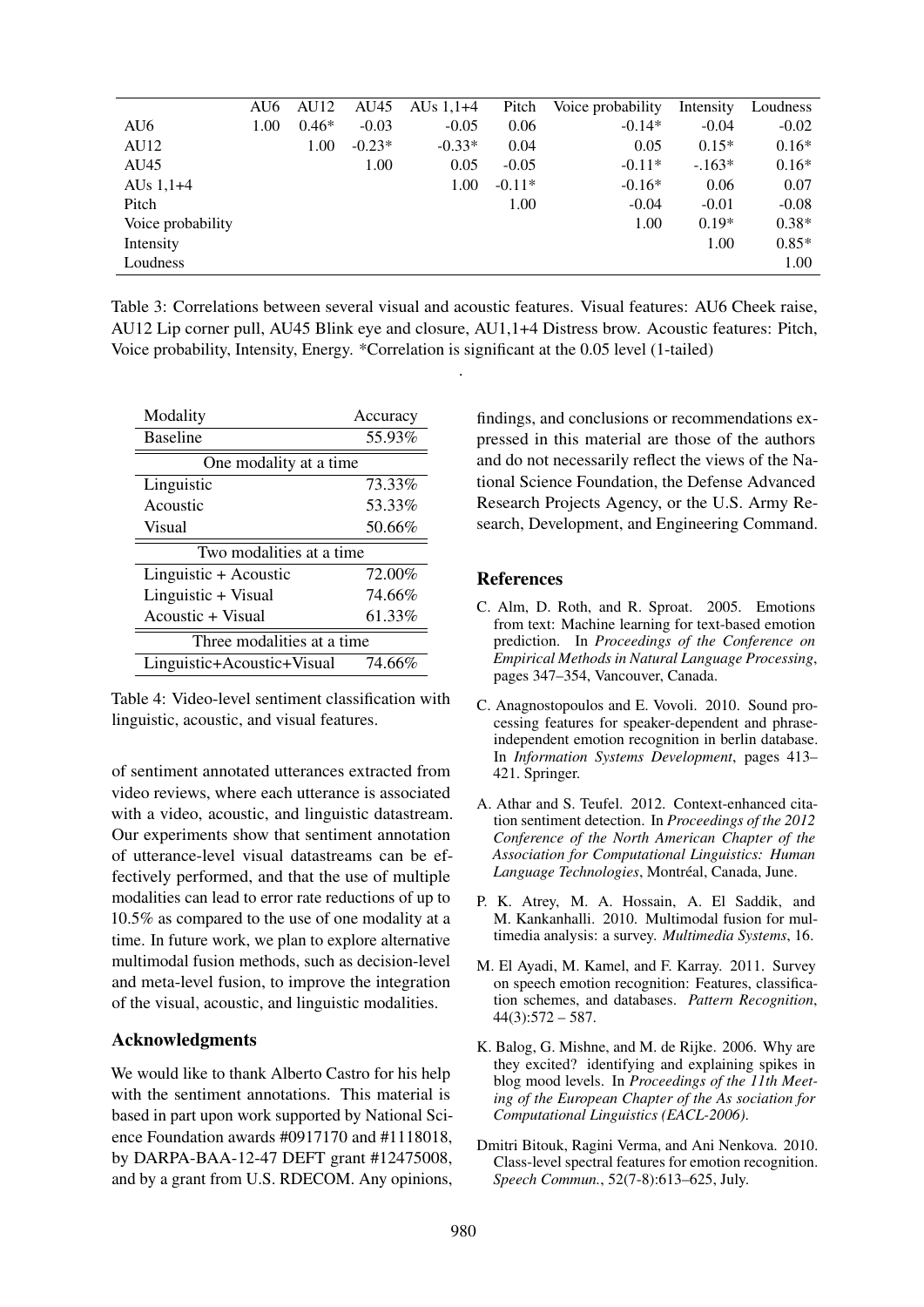|  | AU6 | AU12 | AU45 | AUs 1,1+4 | Pitch | Voice probability | Intensity | Loudness |
|---|---|---|---|---|---|---|---|---|
| AU6 | 1.00 | 0.46* | -0.03 | -0.05 | 0.06 | -0.14* | -0.04 | -0.02 |
| AU12 |  | 1.00 | -0.23* | -0.33* | 0.04 | 0.05 | 0.15* | 0.16* |
| AU45 |  |  | 1.00 | 0.05 | -0.05 | -0.11* | -.163* | 0.16* |
| AUs 1,1+4 |  |  |  | 1.00 | -0.11* | -0.16* | 0.06 | 0.07 |
| Pitch |  |  |  |  | 1.00 | -0.04 | -0.01 | -0.08 |
| Voice probability |  |  |  |  |  | 1.00 | 0.19* | 0.38* |
| Intensity |  |  |  |  |  |  | 1.00 | 0.85* |
| Loudness |  |  |  |  |  |  |  | 1.00 |

Table 3: Correlations between several visual and acoustic features. Visual features: AU6 Cheek raise, AU12 Lip corner pull, AU45 Blink eye and closure, AU1,1+4 Distress brow. Acoustic features: Pitch, Voice probability, Intensity, Energy. *Correlation is significant at the 0.05 level (1-tailed)

| Modality | Accuracy |
|---|---|
| Baseline | 55.93% |
| *One modality at a time* | |
| Linguistic | 73.33% |
| Acoustic | 53.33% |
| Visual | 50.66% |
| *Two modalities at a time* | |
| Linguistic + Acoustic | 72.00% |
| Linguistic + Visual | 74.66% |
| Acoustic + Visual | 61.33% |
| *Three modalities at a time* | |
| Linguistic+Acoustic+Visual | 74.66% |

Table 4: Video-level sentiment classification with linguistic, acoustic, and visual features.

of sentiment annotated utterances extracted from video reviews, where each utterance is associated with a video, acoustic, and linguistic datastream. Our experiments show that sentiment annotation of utterance-level visual datastreams can be effectively performed, and that the use of multiple modalities can lead to error rate reductions of up to 10.5% as compared to the use of one modality at a time. In future work, we plan to explore alternative multimodal fusion methods, such as decision-level and meta-level fusion, to improve the integration of the visual, acoustic, and linguistic modalities.

## Acknowledgments

We would like to thank Alberto Castro for his help with the sentiment annotations. This material is based in part upon work supported by National Science Foundation awards #0917170 and #1118018, by DARPA-BAA-12-47 DEFT grant #12475008, and by a grant from U.S. RDECOM. Any opinions, findings, and conclusions or recommendations expressed in this material are those of the authors and do not necessarily reflect the views of the National Science Foundation, the Defense Advanced Research Projects Agency, or the U.S. Army Research, Development, and Engineering Command.

## References

C. Alm, D. Roth, and R. Sproat. 2005. Emotions from text: Machine learning for text-based emotion prediction. In *Proceedings of the Conference on Empirical Methods in Natural Language Processing*, pages 347–354, Vancouver, Canada.

C. Anagnostopoulos and E. Vovoli. 2010. Sound processing features for speaker-dependent and phrase-independent emotion recognition in berlin database. In *Information Systems Development*, pages 413–421. Springer.

A. Athar and S. Teufel. 2012. Context-enhanced citation sentiment detection. In *Proceedings of the 2012 Conference of the North American Chapter of the Association for Computational Linguistics: Human Language Technologies*, Montréal, Canada, June.

P. K. Atrey, M. A. Hossain, A. El Saddik, and M. Kankanhalli. 2010. Multimodal fusion for multimedia analysis: a survey. *Multimedia Systems*, 16.

M. El Ayadi, M. Kamel, and F. Karray. 2011. Survey on speech emotion recognition: Features, classification schemes, and databases. *Pattern Recognition*, 44(3):572 – 587.

K. Balog, G. Mishne, and M. de Rijke. 2006. Why are they excited? identifying and explaining spikes in blog mood levels. In *Proceedings of the 11th Meeting of the European Chapter of the As sociation for Computational Linguistics (EACL-2006)*.

Dmitri Bitouk, Ragini Verma, and Ani Nenkova. 2010. Class-level spectral features for emotion recognition. *Speech Commun.*, 52(7-8):613–625, July.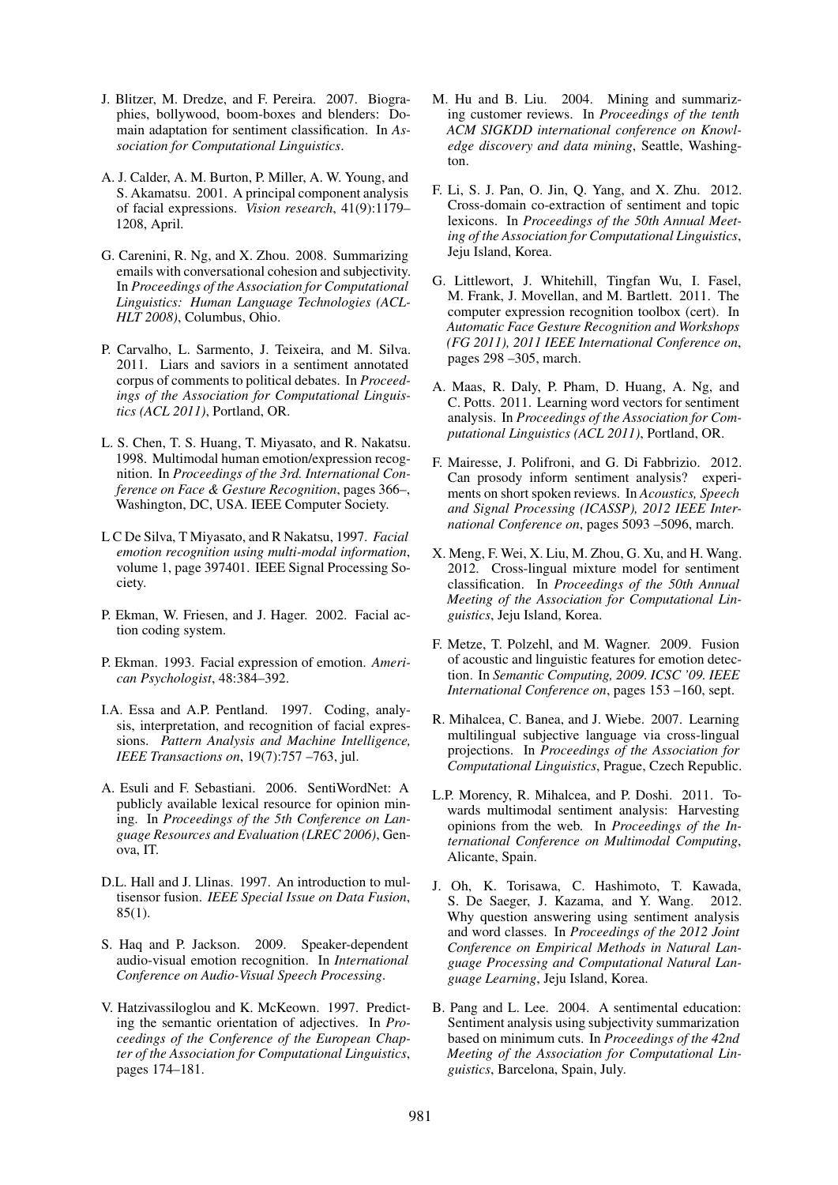J. Blitzer, M. Dredze, and F. Pereira. 2007. Biographies, bollywood, boom-boxes and blenders: Domain adaptation for sentiment classification. In *Association for Computational Linguistics*.

A. J. Calder, A. M. Burton, P. Miller, A. W. Young, and S. Akamatsu. 2001. A principal component analysis of facial expressions. *Vision research*, 41(9):1179–1208, April.

G. Carenini, R. Ng, and X. Zhou. 2008. Summarizing emails with conversational cohesion and subjectivity. In *Proceedings of the Association for Computational Linguistics: Human Language Technologies (ACL-HLT 2008)*, Columbus, Ohio.

P. Carvalho, L. Sarmento, J. Teixeira, and M. Silva. 2011. Liars and saviors in a sentiment annotated corpus of comments to political debates. In *Proceedings of the Association for Computational Linguistics (ACL 2011)*, Portland, OR.

L. S. Chen, T. S. Huang, T. Miyasato, and R. Nakatsu. 1998. Multimodal human emotion/expression recognition. In *Proceedings of the 3rd. International Conference on Face & Gesture Recognition*, pages 366–, Washington, DC, USA. IEEE Computer Society.

L C De Silva, T Miyasato, and R Nakatsu, 1997. *Facial emotion recognition using multi-modal information*, volume 1, page 397401. IEEE Signal Processing Society.

P. Ekman, W. Friesen, and J. Hager. 2002. Facial action coding system.

P. Ekman. 1993. Facial expression of emotion. *American Psychologist*, 48:384–392.

I.A. Essa and A.P. Pentland. 1997. Coding, analysis, interpretation, and recognition of facial expressions. *Pattern Analysis and Machine Intelligence, IEEE Transactions on*, 19(7):757 –763, jul.

A. Esuli and F. Sebastiani. 2006. SentiWordNet: A publicly available lexical resource for opinion mining. In *Proceedings of the 5th Conference on Language Resources and Evaluation (LREC 2006)*, Genova, IT.

D.L. Hall and J. Llinas. 1997. An introduction to multisensor fusion. *IEEE Special Issue on Data Fusion*, 85(1).

S. Haq and P. Jackson. 2009. Speaker-dependent audio-visual emotion recognition. In *International Conference on Audio-Visual Speech Processing*.

V. Hatzivassiloglou and K. McKeown. 1997. Predicting the semantic orientation of adjectives. In *Proceedings of the Conference of the European Chapter of the Association for Computational Linguistics*, pages 174–181.

M. Hu and B. Liu. 2004. Mining and summarizing customer reviews. In *Proceedings of the tenth ACM SIGKDD international conference on Knowledge discovery and data mining*, Seattle, Washington.

F. Li, S. J. Pan, O. Jin, Q. Yang, and X. Zhu. 2012. Cross-domain co-extraction of sentiment and topic lexicons. In *Proceedings of the 50th Annual Meeting of the Association for Computational Linguistics*, Jeju Island, Korea.

G. Littlewort, J. Whitehill, Tingfan Wu, I. Fasel, M. Frank, J. Movellan, and M. Bartlett. 2011. The computer expression recognition toolbox (cert). In *Automatic Face Gesture Recognition and Workshops (FG 2011), 2011 IEEE International Conference on*, pages 298 –305, march.

A. Maas, R. Daly, P. Pham, D. Huang, A. Ng, and C. Potts. 2011. Learning word vectors for sentiment analysis. In *Proceedings of the Association for Computational Linguistics (ACL 2011)*, Portland, OR.

F. Mairesse, J. Polifroni, and G. Di Fabbrizio. 2012. Can prosody inform sentiment analysis? experiments on short spoken reviews. In *Acoustics, Speech and Signal Processing (ICASSP), 2012 IEEE International Conference on*, pages 5093 –5096, march.

X. Meng, F. Wei, X. Liu, M. Zhou, G. Xu, and H. Wang. 2012. Cross-lingual mixture model for sentiment classification. In *Proceedings of the 50th Annual Meeting of the Association for Computational Linguistics*, Jeju Island, Korea.

F. Metze, T. Polzehl, and M. Wagner. 2009. Fusion of acoustic and linguistic features for emotion detection. In *Semantic Computing, 2009. ICSC '09. IEEE International Conference on*, pages 153 –160, sept.

R. Mihalcea, C. Banea, and J. Wiebe. 2007. Learning multilingual subjective language via cross-lingual projections. In *Proceedings of the Association for Computational Linguistics*, Prague, Czech Republic.

L.P. Morency, R. Mihalcea, and P. Doshi. 2011. Towards multimodal sentiment analysis: Harvesting opinions from the web. In *Proceedings of the International Conference on Multimodal Computing*, Alicante, Spain.

J. Oh, K. Torisawa, C. Hashimoto, T. Kawada, S. De Saeger, J. Kazama, and Y. Wang. 2012. Why question answering using sentiment analysis and word classes. In *Proceedings of the 2012 Joint Conference on Empirical Methods in Natural Language Processing and Computational Natural Language Learning*, Jeju Island, Korea.

B. Pang and L. Lee. 2004. A sentimental education: Sentiment analysis using subjectivity summarization based on minimum cuts. In *Proceedings of the 42nd Meeting of the Association for Computational Linguistics*, Barcelona, Spain, July.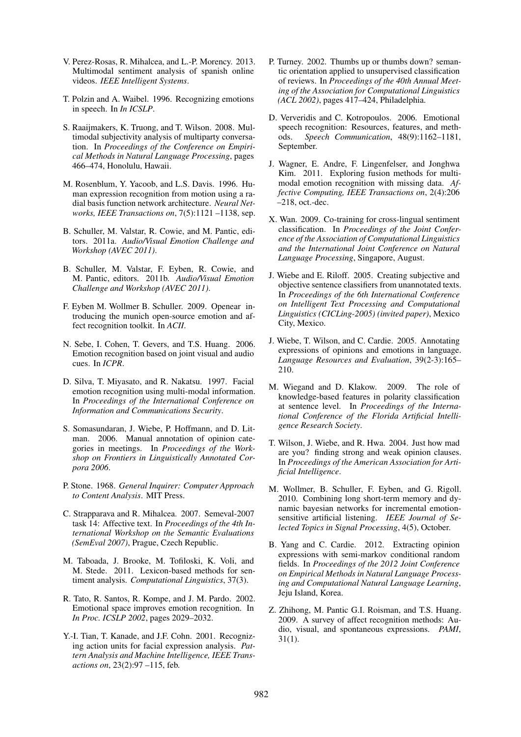V. Perez-Rosas, R. Mihalcea, and L.-P. Morency. 2013. Multimodal sentiment analysis of spanish online videos. *IEEE Intelligent Systems*.

T. Polzin and A. Waibel. 1996. Recognizing emotions in speech. In *In ICSLP*.

S. Raaijmakers, K. Truong, and T. Wilson. 2008. Multimodal subjectivity analysis of multiparty conversation. In *Proceedings of the Conference on Empirical Methods in Natural Language Processing*, pages 466–474, Honolulu, Hawaii.

M. Rosenblum, Y. Yacoob, and L.S. Davis. 1996. Human expression recognition from motion using a radial basis function network architecture. *Neural Networks, IEEE Transactions on*, 7(5):1121 –1138, sep.

B. Schuller, M. Valstar, R. Cowie, and M. Pantic, editors. 2011a. *Audio/Visual Emotion Challenge and Workshop (AVEC 2011)*.

B. Schuller, M. Valstar, F. Eyben, R. Cowie, and M. Pantic, editors. 2011b. *Audio/Visual Emotion Challenge and Workshop (AVEC 2011)*.

F. Eyben M. Wollmer B. Schuller. 2009. Openear introducing the munich open-source emotion and affect recognition toolkit. In *ACII*.

N. Sebe, I. Cohen, T. Gevers, and T.S. Huang. 2006. Emotion recognition based on joint visual and audio cues. In *ICPR*.

D. Silva, T. Miyasato, and R. Nakatsu. 1997. Facial emotion recognition using multi-modal information. In *Proceedings of the International Conference on Information and Communications Security*.

S. Somasundaran, J. Wiebe, P. Hoffmann, and D. Litman. 2006. Manual annotation of opinion categories in meetings. In *Proceedings of the Workshop on Frontiers in Linguistically Annotated Corpora 2006*.

P. Stone. 1968. *General Inquirer: Computer Approach to Content Analysis*. MIT Press.

C. Strapparava and R. Mihalcea. 2007. Semeval-2007 task 14: Affective text. In *Proceedings of the 4th International Workshop on the Semantic Evaluations (SemEval 2007)*, Prague, Czech Republic.

M. Taboada, J. Brooke, M. Tofiloski, K. Voli, and M. Stede. 2011. Lexicon-based methods for sentiment analysis. *Computational Linguistics*, 37(3).

R. Tato, R. Santos, R. Kompe, and J. M. Pardo. 2002. Emotional space improves emotion recognition. In *In Proc. ICSLP 2002*, pages 2029–2032.

Y.-I. Tian, T. Kanade, and J.F. Cohn. 2001. Recognizing action units for facial expression analysis. *Pattern Analysis and Machine Intelligence, IEEE Transactions on*, 23(2):97 –115, feb.

P. Turney. 2002. Thumbs up or thumbs down? semantic orientation applied to unsupervised classification of reviews. In *Proceedings of the 40th Annual Meeting of the Association for Computational Linguistics (ACL 2002)*, pages 417–424, Philadelphia.

D. Ververidis and C. Kotropoulos. 2006. Emotional speech recognition: Resources, features, and methods. *Speech Communication*, 48(9):1162–1181, September.

J. Wagner, E. Andre, F. Lingenfelser, and Jonghwa Kim. 2011. Exploring fusion methods for multimodal emotion recognition with missing data. *Affective Computing, IEEE Transactions on*, 2(4):206 –218, oct.-dec.

X. Wan. 2009. Co-training for cross-lingual sentiment classification. In *Proceedings of the Joint Conference of the Association of Computational Linguistics and the International Joint Conference on Natural Language Processing*, Singapore, August.

J. Wiebe and E. Riloff. 2005. Creating subjective and objective sentence classifiers from unannotated texts. In *Proceedings of the 6th International Conference on Intelligent Text Processing and Computational Linguistics (CICLing-2005) (invited paper)*, Mexico City, Mexico.

J. Wiebe, T. Wilson, and C. Cardie. 2005. Annotating expressions of opinions and emotions in language. *Language Resources and Evaluation*, 39(2-3):165–210.

M. Wiegand and D. Klakow. 2009. The role of knowledge-based features in polarity classification at sentence level. In *Proceedings of the International Conference of the Florida Artificial Intelligence Research Society*.

T. Wilson, J. Wiebe, and R. Hwa. 2004. Just how mad are you? finding strong and weak opinion clauses. In *Proceedings of the American Association for Artificial Intelligence*.

M. Wollmer, B. Schuller, F. Eyben, and G. Rigoll. 2010. Combining long short-term memory and dynamic bayesian networks for incremental emotion-sensitive artificial listening. *IEEE Journal of Selected Topics in Signal Processing*, 4(5), October.

B. Yang and C. Cardie. 2012. Extracting opinion expressions with semi-markov conditional random fields. In *Proceedings of the 2012 Joint Conference on Empirical Methods in Natural Language Processing and Computational Natural Language Learning*, Jeju Island, Korea.

Z. Zhihong, M. Pantic G.I. Roisman, and T.S. Huang. 2009. A survey of affect recognition methods: Audio, visual, and spontaneous expressions. *PAMI*, 31(1).